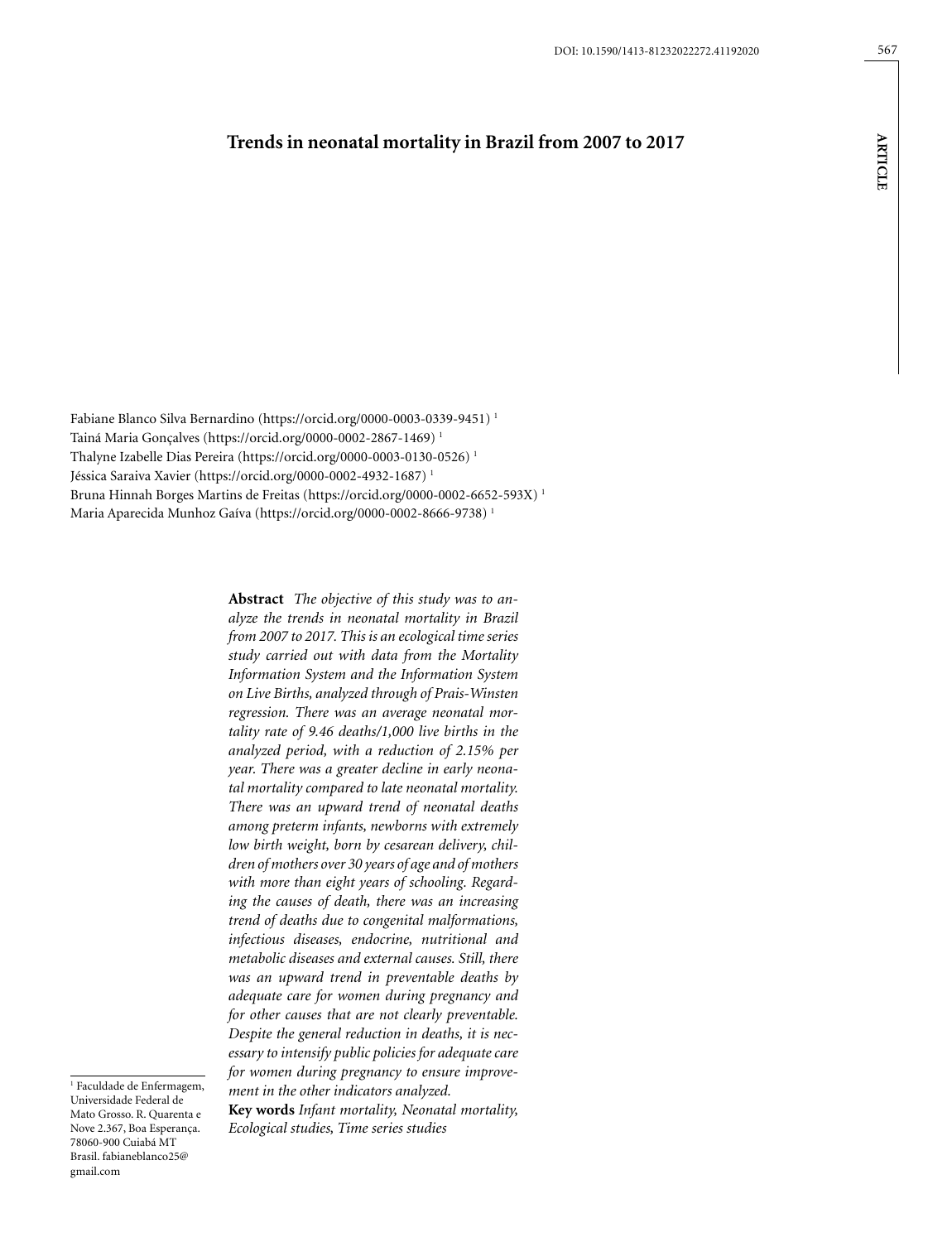# Trends in neonatal mortality in Brazil from 2007 to 2017

Fabiane Blanco Silva Bernardino (https://orcid.org/0000-0003-0339-9451) [1]
Tainá Maria Gonçalves (https://orcid.org/0000-0002-2867-1469) [1]
Thalyne Izabelle Dias Pereira (https://orcid.org/0000-0003-0130-0526) [1]
Jéssica Saraiva Xavier (https://orcid.org/0000-0002-4932-1687) [1]
Bruna Hinnah Borges Martins de Freitas (https://orcid.org/0000-0002-6652-593X) [1]
Maria Aparecida Munhoz Gaíva (https://orcid.org/0000-0002-8666-9738) [1]

**Abstract** *The objective of this study was to analyze the trends in neonatal mortality in Brazil from 2007 to 2017. This is an ecological time series study carried out with data from the Mortality Information System and the Information System on Live Births, analyzed through of Prais-Winsten regression. There was an average neonatal mortality rate of 9.46 deaths/1,000 live births in the analyzed period, with a reduction of 2.15% per year. There was a greater decline in early neonatal mortality compared to late neonatal mortality. There was an upward trend of neonatal deaths among preterm infants, newborns with extremely low birth weight, born by cesarean delivery, children of mothers over 30 years of age and of mothers with more than eight years of schooling. Regarding the causes of death, there was an increasing trend of deaths due to congenital malformations, infectious diseases, endocrine, nutritional and metabolic diseases and external causes. Still, there was an upward trend in preventable deaths by adequate care for women during pregnancy and for other causes that are not clearly preventable. Despite the general reduction in deaths, it is necessary to intensify public policies for adequate care for women during pregnancy to ensure improvement in the other indicators analyzed.*

**Key words** *Infant mortality, Neonatal mortality, Ecological studies, Time series studies*

[1] Faculdade de Enfermagem, Universidade Federal de Mato Grosso. R. Quarenta e Nove 2.367, Boa Esperança. 78060-900 Cuiabá MT Brasil. fabianeblanco25@gmail.com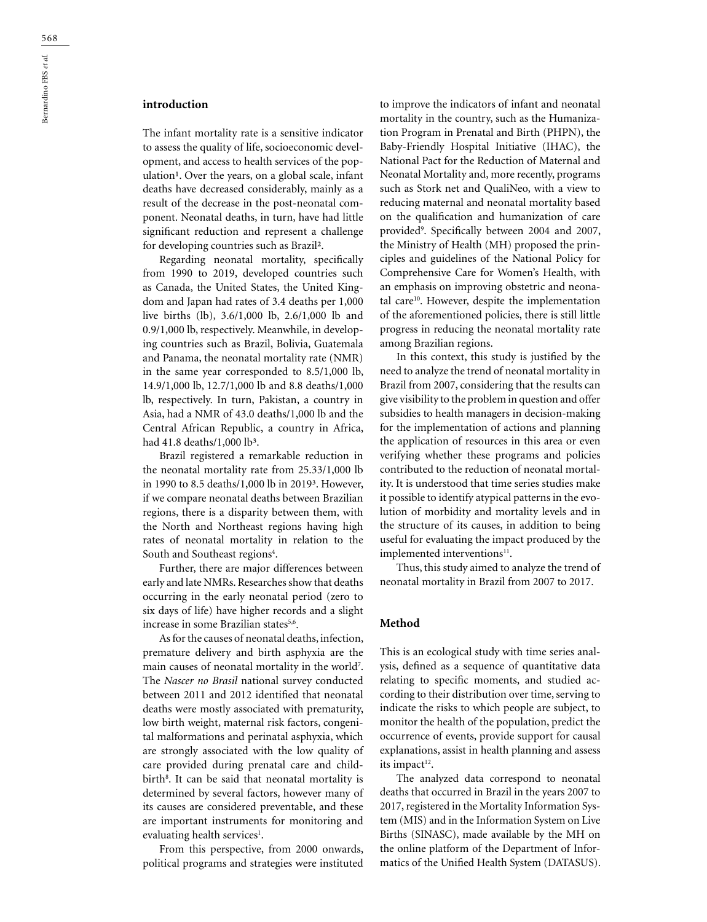## introduction

The infant mortality rate is a sensitive indicator to assess the quality of life, socioeconomic development, and access to health services of the population[1]. Over the years, on a global scale, infant deaths have decreased considerably, mainly as a result of the decrease in the post-neonatal component. Neonatal deaths, in turn, have had little significant reduction and represent a challenge for developing countries such as Brazil[2].

Regarding neonatal mortality, specifically from 1990 to 2019, developed countries such as Canada, the United States, the United Kingdom and Japan had rates of 3.4 deaths per 1,000 live births (lb), 3.6/1,000 lb, 2.6/1,000 lb and 0.9/1,000 lb, respectively. Meanwhile, in developing countries such as Brazil, Bolivia, Guatemala and Panama, the neonatal mortality rate (NMR) in the same year corresponded to 8.5/1,000 lb, 14.9/1,000 lb, 12.7/1,000 lb and 8.8 deaths/1,000 lb, respectively. In turn, Pakistan, a country in Asia, had a NMR of 43.0 deaths/1,000 lb and the Central African Republic, a country in Africa, had 41.8 deaths/1,000 lb[3].

Brazil registered a remarkable reduction in the neonatal mortality rate from 25.33/1,000 lb in 1990 to 8.5 deaths/1,000 lb in 2019[3]. However, if we compare neonatal deaths between Brazilian regions, there is a disparity between them, with the North and Northeast regions having high rates of neonatal mortality in relation to the South and Southeast regions[4].

Further, there are major differences between early and late NMRs. Researches show that deaths occurring in the early neonatal period (zero to six days of life) have higher records and a slight increase in some Brazilian states[5,6].

As for the causes of neonatal deaths, infection, premature delivery and birth asphyxia are the main causes of neonatal mortality in the world[7]. The *Nascer no Brasil* national survey conducted between 2011 and 2012 identified that neonatal deaths were mostly associated with prematurity, low birth weight, maternal risk factors, congenital malformations and perinatal asphyxia, which are strongly associated with the low quality of care provided during prenatal care and childbirth[8]. It can be said that neonatal mortality is determined by several factors, however many of its causes are considered preventable, and these are important instruments for monitoring and evaluating health services[1].

From this perspective, from 2000 onwards, political programs and strategies were instituted to improve the indicators of infant and neonatal mortality in the country, such as the Humanization Program in Prenatal and Birth (PHPN), the Baby-Friendly Hospital Initiative (IHAC), the National Pact for the Reduction of Maternal and Neonatal Mortality and, more recently, programs such as Stork net and QualiNeo, with a view to reducing maternal and neonatal mortality based on the qualification and humanization of care provided[9]. Specifically between 2004 and 2007, the Ministry of Health (MH) proposed the principles and guidelines of the National Policy for Comprehensive Care for Women's Health, with an emphasis on improving obstetric and neonatal care[10]. However, despite the implementation of the aforementioned policies, there is still little progress in reducing the neonatal mortality rate among Brazilian regions.

In this context, this study is justified by the need to analyze the trend of neonatal mortality in Brazil from 2007, considering that the results can give visibility to the problem in question and offer subsidies to health managers in decision-making for the implementation of actions and planning the application of resources in this area or even verifying whether these programs and policies contributed to the reduction of neonatal mortality. It is understood that time series studies make it possible to identify atypical patterns in the evolution of morbidity and mortality levels and in the structure of its causes, in addition to being useful for evaluating the impact produced by the implemented interventions[11].

Thus, this study aimed to analyze the trend of neonatal mortality in Brazil from 2007 to 2017.

## Method

This is an ecological study with time series analysis, defined as a sequence of quantitative data relating to specific moments, and studied according to their distribution over time, serving to indicate the risks to which people are subject, to monitor the health of the population, predict the occurrence of events, provide support for causal explanations, assist in health planning and assess its impact[12].

The analyzed data correspond to neonatal deaths that occurred in Brazil in the years 2007 to 2017, registered in the Mortality Information System (MIS) and in the Information System on Live Births (SINASC), made available by the MH on the online platform of the Department of Informatics of the Unified Health System (DATASUS).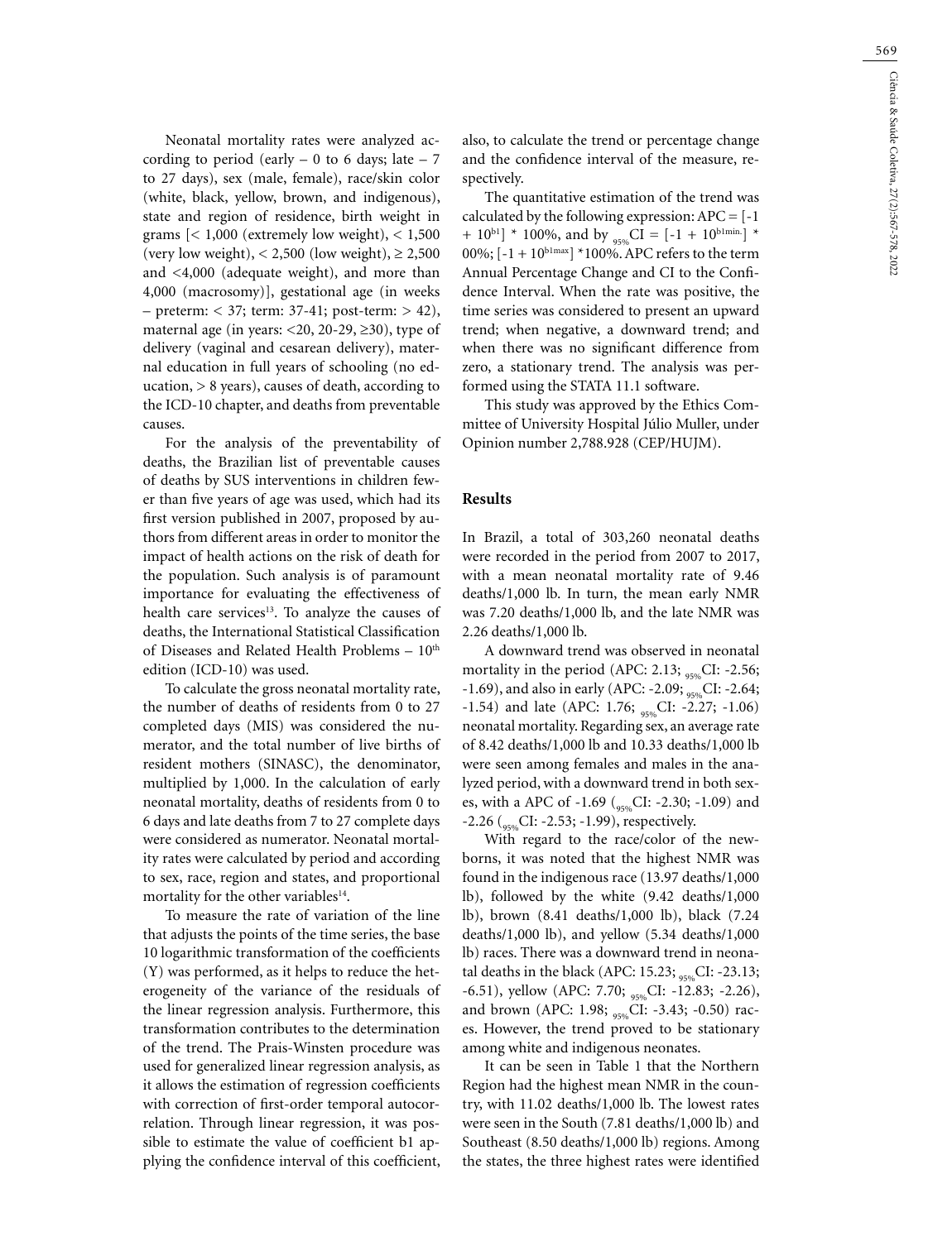Neonatal mortality rates were analyzed according to period (early – 0 to 6 days; late – 7 to 27 days), sex (male, female), race/skin color (white, black, yellow, brown, and indigenous), state and region of residence, birth weight in grams [< 1,000 (extremely low weight), < 1,500 (very low weight), < 2,500 (low weight), ≥ 2,500 and <4,000 (adequate weight), and more than 4,000 (macrosomy)], gestational age (in weeks – preterm: < 37; term: 37-41; post-term: > 42), maternal age (in years: <20, 20-29, ≥30), type of delivery (vaginal and cesarean delivery), maternal education in full years of schooling (no education, > 8 years), causes of death, according to the ICD-10 chapter, and deaths from preventable causes.

For the analysis of the preventability of deaths, the Brazilian list of preventable causes of deaths by SUS interventions in children fewer than five years of age was used, which had its first version published in 2007, proposed by authors from different areas in order to monitor the impact of health actions on the risk of death for the population. Such analysis is of paramount importance for evaluating the effectiveness of health care services[13]. To analyze the causes of deaths, the International Statistical Classification of Diseases and Related Health Problems – $10^{th}$ edition (ICD-10) was used.

To calculate the gross neonatal mortality rate, the number of deaths of residents from 0 to 27 completed days (MIS) was considered the numerator, and the total number of live births of resident mothers (SINASC), the denominator, multiplied by 1,000. In the calculation of early neonatal mortality, deaths of residents from 0 to 6 days and late deaths from 7 to 27 complete days were considered as numerator. Neonatal mortality rates were calculated by period and according to sex, race, region and states, and proportional mortality for the other variables[14].

To measure the rate of variation of the line that adjusts the points of the time series, the base 10 logarithmic transformation of the coefficients (Y) was performed, as it helps to reduce the heterogeneity of the variance of the residuals of the linear regression analysis. Furthermore, this transformation contributes to the determination of the trend. The Prais-Winsten procedure was used for generalized linear regression analysis, as it allows the estimation of regression coefficients with correction of first-order temporal autocorrelation. Through linear regression, it was possible to estimate the value of coefficient b1 applying the confidence interval of this coefficient, also, to calculate the trend or percentage change and the confidence interval of the measure, respectively.

The quantitative estimation of the trend was calculated by the following expression: $APC = [-1 + 10^{b1}] * 100\%$, and by ${}_{95\%}CI = [-1 + 10^{b1min.}] * 00\%; [-1 + 10^{b1max}] *100\%$. APC refers to the term Annual Percentage Change and CI to the Confidence Interval. When the rate was positive, the time series was considered to present an upward trend; when negative, a downward trend; and when there was no significant difference from zero, a stationary trend. The analysis was performed using the STATA 11.1 software.

This study was approved by the Ethics Committee of University Hospital Júlio Muller, under Opinion number 2,788.928 (CEP/HUJM).

## Results

In Brazil, a total of 303,260 neonatal deaths were recorded in the period from 2007 to 2017, with a mean neonatal mortality rate of 9.46 deaths/1,000 lb. In turn, the mean early NMR was 7.20 deaths/1,000 lb, and the late NMR was 2.26 deaths/1,000 lb.

A downward trend was observed in neonatal mortality in the period (APC: 2.13; ${}_{95\%}$CI: -2.56; -1.69), and also in early (APC: -2.09; ${}_{95\%}$CI: -2.64; -1.54) and late (APC: 1.76; ${}_{95\%}$CI: -2.27; -1.06) neonatal mortality. Regarding sex, an average rate of 8.42 deaths/1,000 lb and 10.33 deaths/1,000 lb were seen among females and males in the analyzed period, with a downward trend in both sexes, with a APC of -1.69 (${}_{95\%}$CI: -2.30; -1.09) and -2.26 (${}_{95\%}$CI: -2.53; -1.99), respectively.

With regard to the race/color of the newborns, it was noted that the highest NMR was found in the indigenous race (13.97 deaths/1,000 lb), followed by the white (9.42 deaths/1,000 lb), brown (8.41 deaths/1,000 lb), black (7.24 deaths/1,000 lb), and yellow (5.34 deaths/1,000 lb) races. There was a downward trend in neonatal deaths in the black (APC: 15.23; ${}_{95\%}$CI: -23.13; -6.51), yellow (APC: 7.70; ${}_{95\%}$CI: -12.83; -2.26), and brown (APC: 1.98; ${}_{95\%}$CI: -3.43; -0.50) races. However, the trend proved to be stationary among white and indigenous neonates.

It can be seen in Table 1 that the Northern Region had the highest mean NMR in the country, with 11.02 deaths/1,000 lb. The lowest rates were seen in the South (7.81 deaths/1,000 lb) and Southeast (8.50 deaths/1,000 lb) regions. Among the states, the three highest rates were identified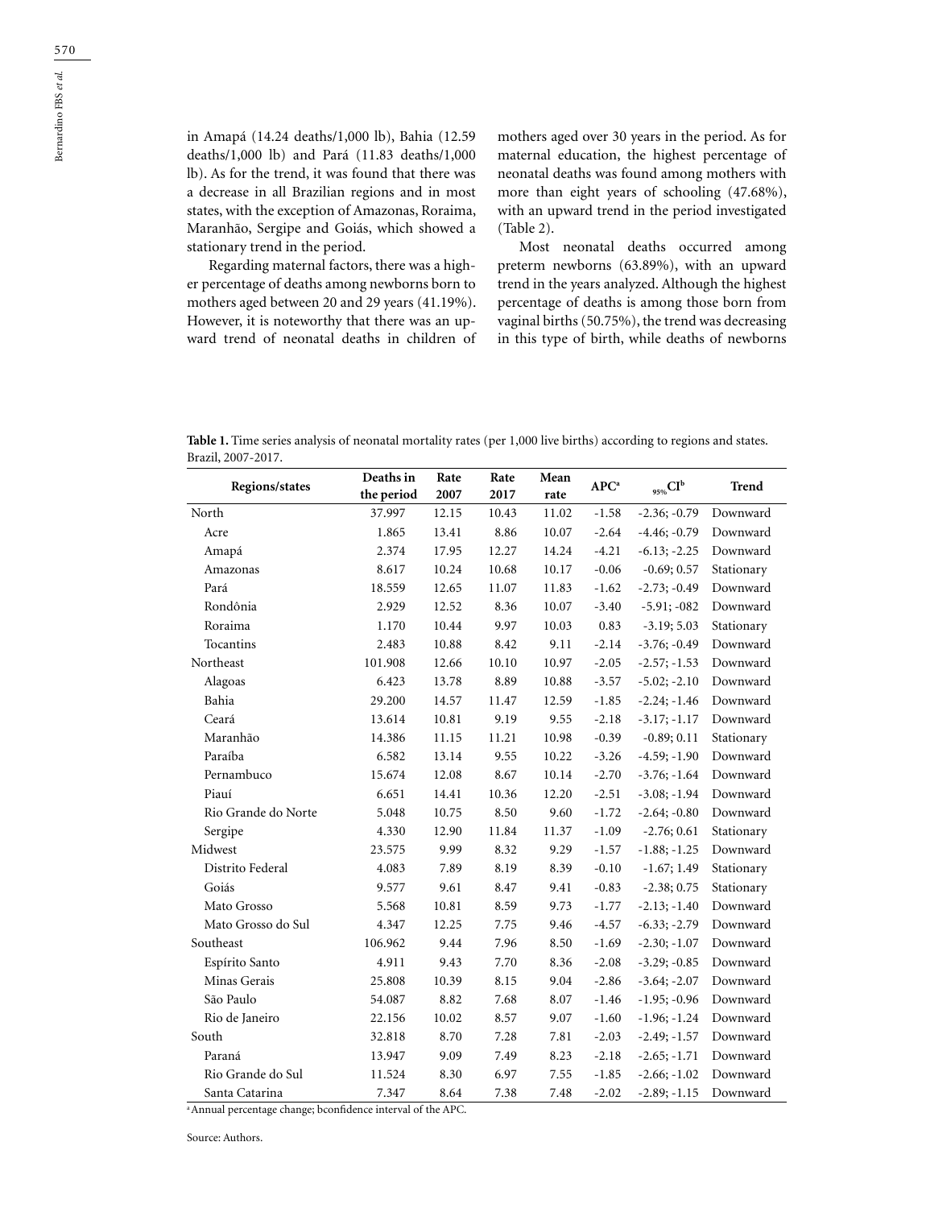in Amapá (14.24 deaths/1,000 lb), Bahia (12.59 deaths/1,000 lb) and Pará (11.83 deaths/1,000 lb). As for the trend, it was found that there was a decrease in all Brazilian regions and in most states, with the exception of Amazonas, Roraima, Maranhão, Sergipe and Goiás, which showed a stationary trend in the period.

Regarding maternal factors, there was a higher percentage of deaths among newborns born to mothers aged between 20 and 29 years (41.19%). However, it is noteworthy that there was an upward trend of neonatal deaths in children of mothers aged over 30 years in the period. As for maternal education, the highest percentage of neonatal deaths was found among mothers with more than eight years of schooling (47.68%), with an upward trend in the period investigated (Table 2).

Most neonatal deaths occurred among preterm newborns (63.89%), with an upward trend in the years analyzed. Although the highest percentage of deaths is among those born from vaginal births (50.75%), the trend was decreasing in this type of birth, while deaths of newborns

**Table 1.** Time series analysis of neonatal mortality rates (per 1,000 live births) according to regions and states. Brazil, 2007-2017.

| Regions/states | Deaths in the period | Rate 2007 | Rate 2017 | Mean rate | APC[a] | $_{95\%}$CI[b] | Trend |
|---|---|---|---|---|---|---|---|
| North | 37.997 | 12.15 | 10.43 | 11.02 | -1.58 | -2.36; -0.79 | Downward |
| Acre | 1.865 | 13.41 | 8.86 | 10.07 | -2.64 | -4.46; -0.79 | Downward |
| Amapá | 2.374 | 17.95 | 12.27 | 14.24 | -4.21 | -6.13; -2.25 | Downward |
| Amazonas | 8.617 | 10.24 | 10.68 | 10.17 | -0.06 | -0.69; 0.57 | Stationary |
| Pará | 18.559 | 12.65 | 11.07 | 11.83 | -1.62 | -2.73; -0.49 | Downward |
| Rondônia | 2.929 | 12.52 | 8.36 | 10.07 | -3.40 | -5.91; -082 | Downward |
| Roraima | 1.170 | 10.44 | 9.97 | 10.03 | 0.83 | -3.19; 5.03 | Stationary |
| Tocantins | 2.483 | 10.88 | 8.42 | 9.11 | -2.14 | -3.76; -0.49 | Downward |
| Northeast | 101.908 | 12.66 | 10.10 | 10.97 | -2.05 | -2.57; -1.53 | Downward |
| Alagoas | 6.423 | 13.78 | 8.89 | 10.88 | -3.57 | -5.02; -2.10 | Downward |
| Bahia | 29.200 | 14.57 | 11.47 | 12.59 | -1.85 | -2.24; -1.46 | Downward |
| Ceará | 13.614 | 10.81 | 9.19 | 9.55 | -2.18 | -3.17; -1.17 | Downward |
| Maranhão | 14.386 | 11.15 | 11.21 | 10.98 | -0.39 | -0.89; 0.11 | Stationary |
| Paraíba | 6.582 | 13.14 | 9.55 | 10.22 | -3.26 | -4.59; -1.90 | Downward |
| Pernambuco | 15.674 | 12.08 | 8.67 | 10.14 | -2.70 | -3.76; -1.64 | Downward |
| Piauí | 6.651 | 14.41 | 10.36 | 12.20 | -2.51 | -3.08; -1.94 | Downward |
| Rio Grande do Norte | 5.048 | 10.75 | 8.50 | 9.60 | -1.72 | -2.64; -0.80 | Downward |
| Sergipe | 4.330 | 12.90 | 11.84 | 11.37 | -1.09 | -2.76; 0.61 | Stationary |
| Midwest | 23.575 | 9.99 | 8.32 | 9.29 | -1.57 | -1.88; -1.25 | Downward |
| Distrito Federal | 4.083 | 7.89 | 8.19 | 8.39 | -0.10 | -1.67; 1.49 | Stationary |
| Goiás | 9.577 | 9.61 | 8.47 | 9.41 | -0.83 | -2.38; 0.75 | Stationary |
| Mato Grosso | 5.568 | 10.81 | 8.59 | 9.73 | -1.77 | -2.13; -1.40 | Downward |
| Mato Grosso do Sul | 4.347 | 12.25 | 7.75 | 9.46 | -4.57 | -6.33; -2.79 | Downward |
| Southeast | 106.962 | 9.44 | 7.96 | 8.50 | -1.69 | -2.30; -1.07 | Downward |
| Espírito Santo | 4.911 | 9.43 | 7.70 | 8.36 | -2.08 | -3.29; -0.85 | Downward |
| Minas Gerais | 25.808 | 10.39 | 8.15 | 9.04 | -2.86 | -3.64; -2.07 | Downward |
| São Paulo | 54.087 | 8.82 | 7.68 | 8.07 | -1.46 | -1.95; -0.96 | Downward |
| Rio de Janeiro | 22.156 | 10.02 | 8.57 | 9.07 | -1.60 | -1.96; -1.24 | Downward |
| South | 32.818 | 8.70 | 7.28 | 7.81 | -2.03 | -2.49; -1.57 | Downward |
| Paraná | 13.947 | 9.09 | 7.49 | 8.23 | -2.18 | -2.65; -1.71 | Downward |
| Rio Grande do Sul | 11.524 | 8.30 | 6.97 | 7.55 | -1.85 | -2.66; -1.02 | Downward |
| Santa Catarina | 7.347 | 8.64 | 7.38 | 7.48 | -2.02 | -2.89; -1.15 | Downward |

[a] Annual percentage change; bconfidence interval of the APC.

Source: Authors.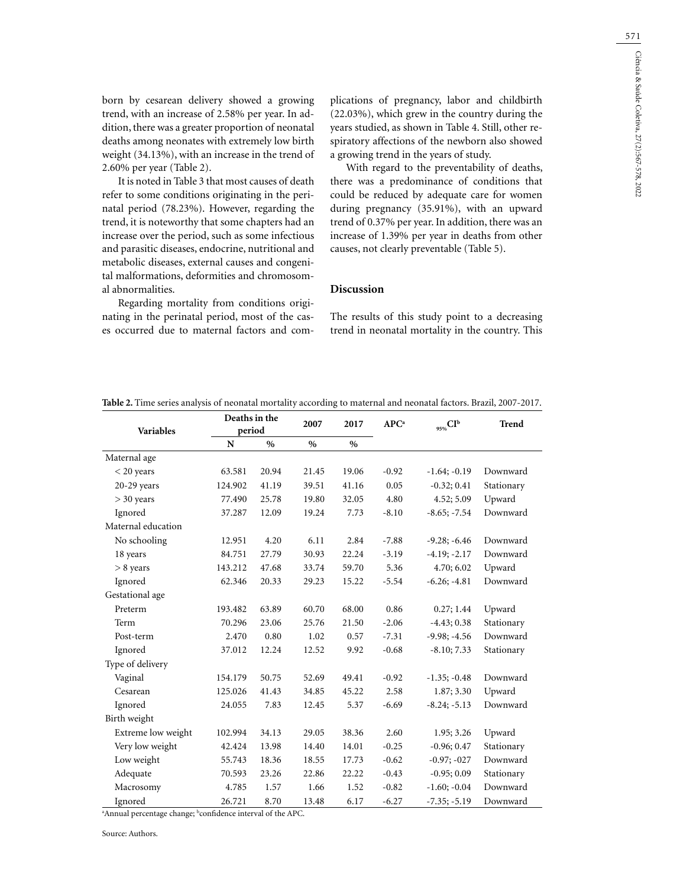born by cesarean delivery showed a growing trend, with an increase of 2.58% per year. In addition, there was a greater proportion of neonatal deaths among neonates with extremely low birth weight (34.13%), with an increase in the trend of 2.60% per year (Table 2).

It is noted in Table 3 that most causes of death refer to some conditions originating in the perinatal period (78.23%). However, regarding the trend, it is noteworthy that some chapters had an increase over the period, such as some infectious and parasitic diseases, endocrine, nutritional and metabolic diseases, external causes and congenital malformations, deformities and chromosomal abnormalities.

Regarding mortality from conditions originating in the perinatal period, most of the cases occurred due to maternal factors and complications of pregnancy, labor and childbirth (22.03%), which grew in the country during the years studied, as shown in Table 4. Still, other respiratory affections of the newborn also showed a growing trend in the years of study.

With regard to the preventability of deaths, there was a predominance of conditions that could be reduced by adequate care for women during pregnancy (35.91%), with an upward trend of 0.37% per year. In addition, there was an increase of 1.39% per year in deaths from other causes, not clearly preventable (Table 5).

## Discussion

The results of this study point to a decreasing trend in neonatal mortality in the country. This

**Table 2.** Time series analysis of neonatal mortality according to maternal and neonatal factors. Brazil, 2007-2017.

| Variables | Deaths in the period | | 2007 | 2017 | APC[a] | $_{95\%}$CI[b] | Trend |
|---|---|---|---|---|---|---|---|
| | N | % | % | % | | | |
| Maternal age | | | | | | | |
| < 20 years | 63.581 | 20.94 | 21.45 | 19.06 | -0.92 | -1.64; -0.19 | Downward |
| 20-29 years | 124.902 | 41.19 | 39.51 | 41.16 | 0.05 | -0.32; 0.41 | Stationary |
| > 30 years | 77.490 | 25.78 | 19.80 | 32.05 | 4.80 | 4.52; 5.09 | Upward |
| Ignored | 37.287 | 12.09 | 19.24 | 7.73 | -8.10 | -8.65; -7.54 | Downward |
| Maternal education | | | | | | | |
| No schooling | 12.951 | 4.20 | 6.11 | 2.84 | -7.88 | -9.28; -6.46 | Downward |
| 18 years | 84.751 | 27.79 | 30.93 | 22.24 | -3.19 | -4.19; -2.17 | Downward |
| > 8 years | 143.212 | 47.68 | 33.74 | 59.70 | 5.36 | 4.70; 6.02 | Upward |
| Ignored | 62.346 | 20.33 | 29.23 | 15.22 | -5.54 | -6.26; -4.81 | Downward |
| Gestational age | | | | | | | |
| Preterm | 193.482 | 63.89 | 60.70 | 68.00 | 0.86 | 0.27; 1.44 | Upward |
| Term | 70.296 | 23.06 | 25.76 | 21.50 | -2.06 | -4.43; 0.38 | Stationary |
| Post-term | 2.470 | 0.80 | 1.02 | 0.57 | -7.31 | -9.98; -4.56 | Downward |
| Ignored | 37.012 | 12.24 | 12.52 | 9.92 | -0.68 | -8.10; 7.33 | Stationary |
| Type of delivery | | | | | | | |
| Vaginal | 154.179 | 50.75 | 52.69 | 49.41 | -0.92 | -1.35; -0.48 | Downward |
| Cesarean | 125.026 | 41.43 | 34.85 | 45.22 | 2.58 | 1.87; 3.30 | Upward |
| Ignored | 24.055 | 7.83 | 12.45 | 5.37 | -6.69 | -8.24; -5.13 | Downward |
| Birth weight | | | | | | | |
| Extreme low weight | 102.994 | 34.13 | 29.05 | 38.36 | 2.60 | 1.95; 3.26 | Upward |
| Very low weight | 42.424 | 13.98 | 14.40 | 14.01 | -0.25 | -0.96; 0.47 | Stationary |
| Low weight | 55.743 | 18.36 | 18.55 | 17.73 | -0.62 | -0.97; -027 | Downward |
| Adequate | 70.593 | 23.26 | 22.86 | 22.22 | -0.43 | -0.95; 0.09 | Stationary |
| Macrosomy | 4.785 | 1.57 | 1.66 | 1.52 | -0.82 | -1.60; -0.04 | Downward |
| Ignored | 26.721 | 8.70 | 13.48 | 6.17 | -6.27 | -7.35; -5.19 | Downward |

[a]Annual percentage change; [b]confidence interval of the APC.

Source: Authors.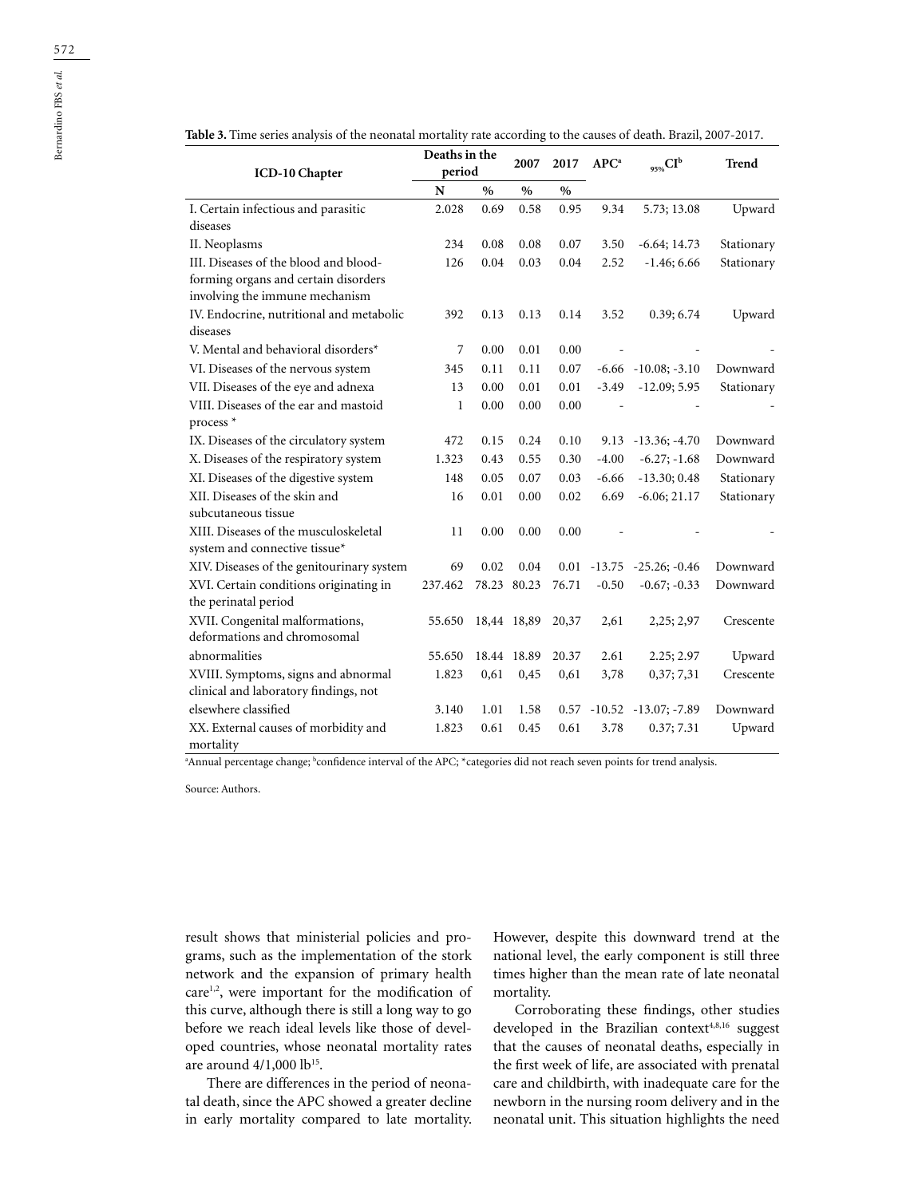**Table 3.** Time series analysis of the neonatal mortality rate according to the causes of death. Brazil, 2007-2017.

| ICD-10 Chapter | Deaths in the period | | 2007 | 2017 | APC[a] | $_{95\%}$CI[b] | Trend |
|---|---|---|---|---|---|---|---|
| | N | % | % | % | | | |
| I. Certain infectious and parasitic diseases | 2.028 | 0.69 | 0.58 | 0.95 | 9.34 | 5.73; 13.08 | Upward |
| II. Neoplasms | 234 | 0.08 | 0.08 | 0.07 | 3.50 | -6.64; 14.73 | Stationary |
| III. Diseases of the blood and blood-forming organs and certain disorders involving the immune mechanism | 126 | 0.04 | 0.03 | 0.04 | 2.52 | -1.46; 6.66 | Stationary |
| IV. Endocrine, nutritional and metabolic diseases | 392 | 0.13 | 0.13 | 0.14 | 3.52 | 0.39; 6.74 | Upward |
| V. Mental and behavioral disorders* | 7 | 0.00 | 0.01 | 0.00 | - | - | - |
| VI. Diseases of the nervous system | 345 | 0.11 | 0.11 | 0.07 | -6.66 | -10.08; -3.10 | Downward |
| VII. Diseases of the eye and adnexa | 13 | 0.00 | 0.01 | 0.01 | -3.49 | -12.09; 5.95 | Stationary |
| VIII. Diseases of the ear and mastoid process * | 1 | 0.00 | 0.00 | 0.00 | - | - | - |
| IX. Diseases of the circulatory system | 472 | 0.15 | 0.24 | 0.10 | 9.13 | -13.36; -4.70 | Downward |
| X. Diseases of the respiratory system | 1.323 | 0.43 | 0.55 | 0.30 | -4.00 | -6.27; -1.68 | Downward |
| XI. Diseases of the digestive system | 148 | 0.05 | 0.07 | 0.03 | -6.66 | -13.30; 0.48 | Stationary |
| XII. Diseases of the skin and subcutaneous tissue | 16 | 0.01 | 0.00 | 0.02 | 6.69 | -6.06; 21.17 | Stationary |
| XIII. Diseases of the musculoskeletal system and connective tissue* | 11 | 0.00 | 0.00 | 0.00 | - | - | - |
| XIV. Diseases of the genitourinary system | 69 | 0.02 | 0.04 | 0.01 | -13.75 | -25.26; -0.46 | Downward |
| XVI. Certain conditions originating in the perinatal period | 237.462 | 78.23 | 80.23 | 76.71 | -0.50 | -0.67; -0.33 | Downward |
| XVII. Congenital malformations, deformations and chromosomal | 55.650 | 18,44 | 18,89 | 20,37 | 2,61 | 2,25; 2,97 | Crescente |
| abnormalities | 55.650 | 18.44 | 18.89 | 20.37 | 2.61 | 2.25; 2.97 | Upward |
| XVIII. Symptoms, signs and abnormal clinical and laboratory findings, not | 1.823 | 0,61 | 0,45 | 0,61 | 3,78 | 0,37; 7,31 | Crescente |
| elsewhere classified | 3.140 | 1.01 | 1.58 | 0.57 | -10.52 | -13.07; -7.89 | Downward |
| XX. External causes of morbidity and mortality | 1.823 | 0.61 | 0.45 | 0.61 | 3.78 | 0.37; 7.31 | Upward |

[a]Annual percentage change; [b]confidence interval of the APC; *categories did not reach seven points for trend analysis.

Source: Authors.

result shows that ministerial policies and programs, such as the implementation of the stork network and the expansion of primary health care[1,2], were important for the modification of this curve, although there is still a long way to go before we reach ideal levels like those of developed countries, whose neonatal mortality rates are around 4/1,000 lb[15].

There are differences in the period of neonatal death, since the APC showed a greater decline in early mortality compared to late mortality. However, despite this downward trend at the national level, the early component is still three times higher than the mean rate of late neonatal mortality.

Corroborating these findings, other studies developed in the Brazilian context[4,8,16] suggest that the causes of neonatal deaths, especially in the first week of life, are associated with prenatal care and childbirth, with inadequate care for the newborn in the nursing room delivery and in the neonatal unit. This situation highlights the need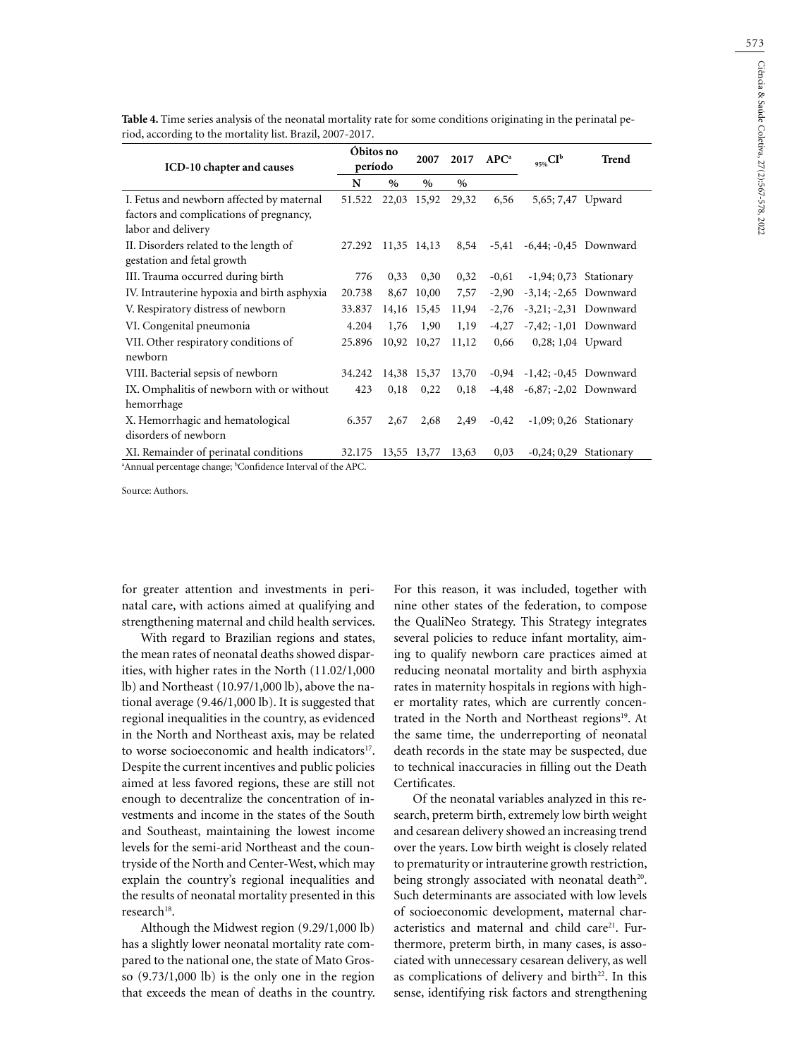**Table 4.** Time series analysis of the neonatal mortality rate for some conditions originating in the perinatal period, according to the mortality list. Brazil, 2007-2017.

| ICD-10 chapter and causes | Óbitos no período | | 2007 | 2017 | APC[a] | $_{95\%}$CI[b] | Trend |
|---|---|---|---|---|---|---|---|
| | N | % | % | % | | | |
| I. Fetus and newborn affected by maternal factors and complications of pregnancy, labor and delivery | 51.522 | 22,03 | 15,92 | 29,32 | 6,56 | 5,65; 7,47 | Upward |
| II. Disorders related to the length of gestation and fetal growth | 27.292 | 11,35 | 14,13 | 8,54 | -5,41 | -6,44; -0,45 | Downward |
| III. Trauma occurred during birth | 776 | 0,33 | 0,30 | 0,32 | -0,61 | -1,94; 0,73 | Stationary |
| IV. Intrauterine hypoxia and birth asphyxia | 20.738 | 8,67 | 10,00 | 7,57 | -2,90 | -3,14; -2,65 | Downward |
| V. Respiratory distress of newborn | 33.837 | 14,16 | 15,45 | 11,94 | -2,76 | -3,21; -2,31 | Downward |
| VI. Congenital pneumonia | 4.204 | 1,76 | 1,90 | 1,19 | -4,27 | -7,42; -1,01 | Downward |
| VII. Other respiratory conditions of newborn | 25.896 | 10,92 | 10,27 | 11,12 | 0,66 | 0,28; 1,04 | Upward |
| VIII. Bacterial sepsis of newborn | 34.242 | 14,38 | 15,37 | 13,70 | -0,94 | -1,42; -0,45 | Downward |
| IX. Omphalitis of newborn with or without hemorrhage | 423 | 0,18 | 0,22 | 0,18 | -4,48 | -6,87; -2,02 | Downward |
| X. Hemorrhagic and hematological disorders of newborn | 6.357 | 2,67 | 2,68 | 2,49 | -0,42 | -1,09; 0,26 | Stationary |
| XI. Remainder of perinatal conditions | 32.175 | 13,55 | 13,77 | 13,63 | 0,03 | -0,24; 0,29 | Stationary |

[a]Annual percentage change; [b]Confidence Interval of the APC.

Source: Authors.

for greater attention and investments in perinatal care, with actions aimed at qualifying and strengthening maternal and child health services.

With regard to Brazilian regions and states, the mean rates of neonatal deaths showed disparities, with higher rates in the North (11.02/1,000 lb) and Northeast (10.97/1,000 lb), above the national average (9.46/1,000 lb). It is suggested that regional inequalities in the country, as evidenced in the North and Northeast axis, may be related to worse socioeconomic and health indicators[17]. Despite the current incentives and public policies aimed at less favored regions, these are still not enough to decentralize the concentration of investments and income in the states of the South and Southeast, maintaining the lowest income levels for the semi-arid Northeast and the countryside of the North and Center-West, which may explain the country's regional inequalities and the results of neonatal mortality presented in this research[18].

Although the Midwest region (9.29/1,000 lb) has a slightly lower neonatal mortality rate compared to the national one, the state of Mato Grosso (9.73/1,000 lb) is the only one in the region that exceeds the mean of deaths in the country. For this reason, it was included, together with nine other states of the federation, to compose the QualiNeo Strategy. This Strategy integrates several policies to reduce infant mortality, aiming to qualify newborn care practices aimed at reducing neonatal mortality and birth asphyxia rates in maternity hospitals in regions with higher mortality rates, which are currently concentrated in the North and Northeast regions[19]. At the same time, the underreporting of neonatal death records in the state may be suspected, due to technical inaccuracies in filling out the Death Certificates.

Of the neonatal variables analyzed in this research, preterm birth, extremely low birth weight and cesarean delivery showed an increasing trend over the years. Low birth weight is closely related to prematurity or intrauterine growth restriction, being strongly associated with neonatal death[20]. Such determinants are associated with low levels of socioeconomic development, maternal characteristics and maternal and child care[21]. Furthermore, preterm birth, in many cases, is associated with unnecessary cesarean delivery, as well as complications of delivery and birth[22]. In this sense, identifying risk factors and strengthening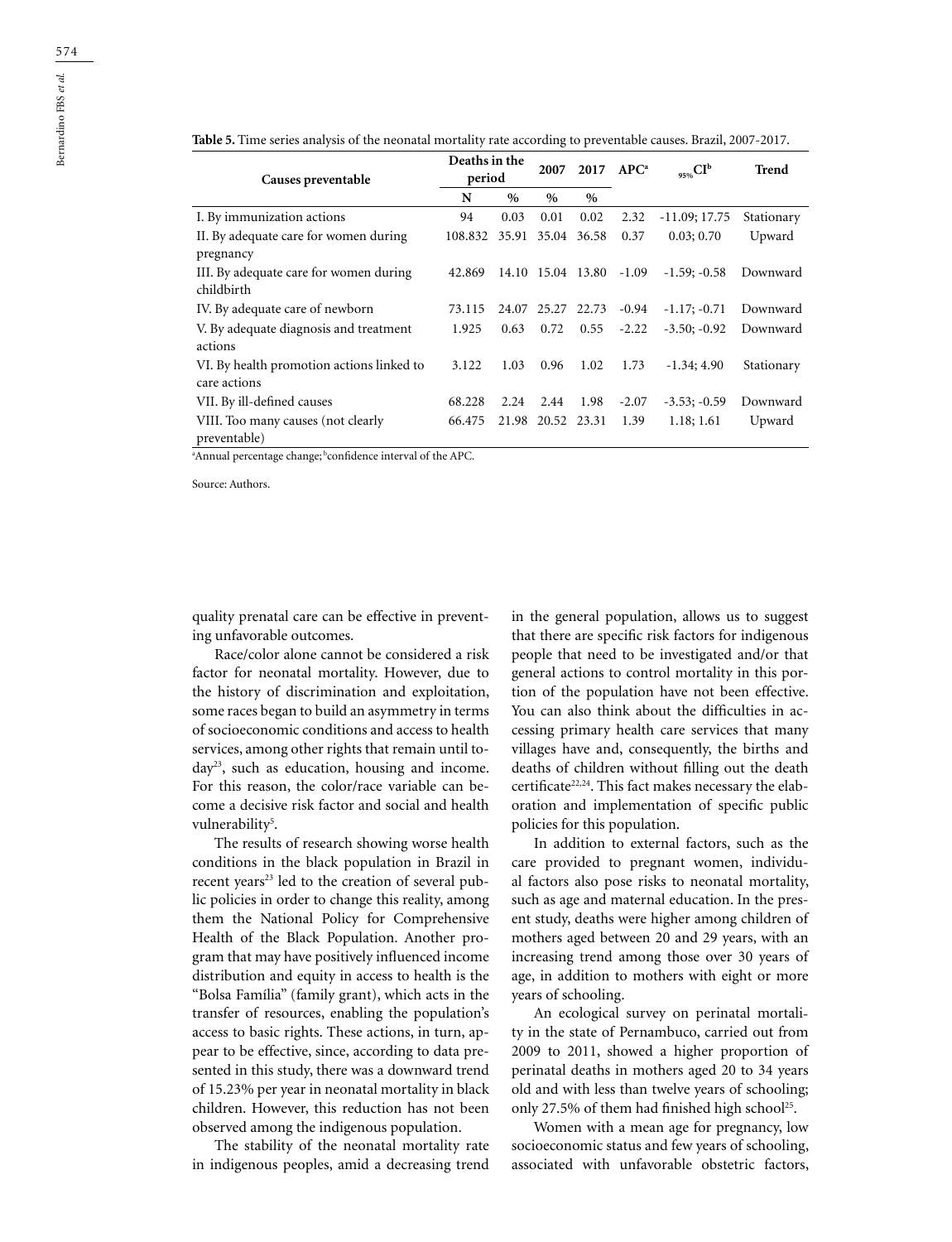**Table 5.** Time series analysis of the neonatal mortality rate according to preventable causes. Brazil, 2007-2017.

| Causes preventable | Deaths in the period | | 2007 | 2017 | APC[a] | $_{95\%}$CI[b] | Trend |
|---|---|---|---|---|---|---|---|
| | N | % | % | % | | | |
| I. By immunization actions | 94 | 0.03 | 0.01 | 0.02 | 2.32 | -11.09; 17.75 | Stationary |
| II. By adequate care for women during pregnancy | 108.832 | 35.91 | 35.04 | 36.58 | 0.37 | 0.03; 0.70 | Upward |
| III. By adequate care for women during childbirth | 42.869 | 14.10 | 15.04 | 13.80 | -1.09 | -1.59; -0.58 | Downward |
| IV. By adequate care of newborn | 73.115 | 24.07 | 25.27 | 22.73 | -0.94 | -1.17; -0.71 | Downward |
| V. By adequate diagnosis and treatment actions | 1.925 | 0.63 | 0.72 | 0.55 | -2.22 | -3.50; -0.92 | Downward |
| VI. By health promotion actions linked to care actions | 3.122 | 1.03 | 0.96 | 1.02 | 1.73 | -1.34; 4.90 | Stationary |
| VII. By ill-defined causes | 68.228 | 2.24 | 2.44 | 1.98 | -2.07 | -3.53; -0.59 | Downward |
| VIII. Too many causes (not clearly preventable) | 66.475 | 21.98 | 20.52 | 23.31 | 1.39 | 1.18; 1.61 | Upward |

[a]Annual percentage change; [b]confidence interval of the APC.

Source: Authors.

quality prenatal care can be effective in preventing unfavorable outcomes.

Race/color alone cannot be considered a risk factor for neonatal mortality. However, due to the history of discrimination and exploitation, some races began to build an asymmetry in terms of socioeconomic conditions and access to health services, among other rights that remain until today[23], such as education, housing and income. For this reason, the color/race variable can become a decisive risk factor and social and health vulnerability[5].

The results of research showing worse health conditions in the black population in Brazil in recent years[23] led to the creation of several public policies in order to change this reality, among them the National Policy for Comprehensive Health of the Black Population. Another program that may have positively influenced income distribution and equity in access to health is the "Bolsa Família" (family grant), which acts in the transfer of resources, enabling the population's access to basic rights. These actions, in turn, appear to be effective, since, according to data presented in this study, there was a downward trend of 15.23% per year in neonatal mortality in black children. However, this reduction has not been observed among the indigenous population.

The stability of the neonatal mortality rate in indigenous peoples, amid a decreasing trend in the general population, allows us to suggest that there are specific risk factors for indigenous people that need to be investigated and/or that general actions to control mortality in this portion of the population have not been effective. You can also think about the difficulties in accessing primary health care services that many villages have and, consequently, the births and deaths of children without filling out the death certificate[22,24]. This fact makes necessary the elaboration and implementation of specific public policies for this population.

In addition to external factors, such as the care provided to pregnant women, individual factors also pose risks to neonatal mortality, such as age and maternal education. In the present study, deaths were higher among children of mothers aged between 20 and 29 years, with an increasing trend among those over 30 years of age, in addition to mothers with eight or more years of schooling.

An ecological survey on perinatal mortality in the state of Pernambuco, carried out from 2009 to 2011, showed a higher proportion of perinatal deaths in mothers aged 20 to 34 years old and with less than twelve years of schooling; only 27.5% of them had finished high school[25].

Women with a mean age for pregnancy, low socioeconomic status and few years of schooling, associated with unfavorable obstetric factors,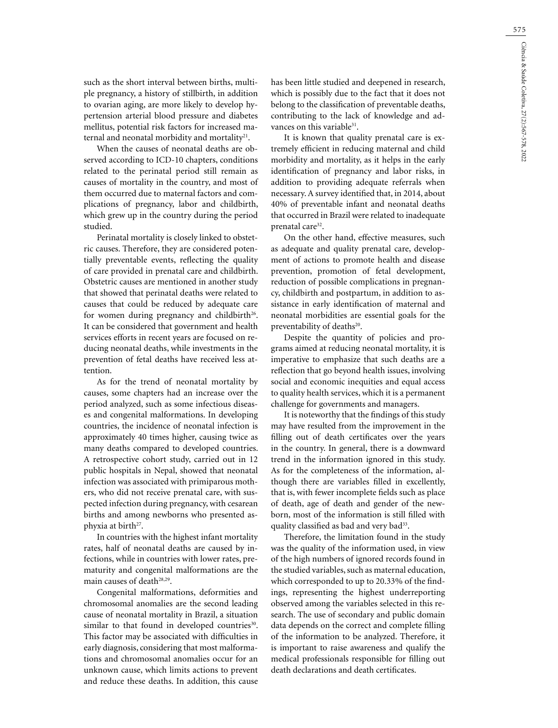such as the short interval between births, multiple pregnancy, a history of stillbirth, in addition to ovarian aging, are more likely to develop hypertension arterial blood pressure and diabetes mellitus, potential risk factors for increased maternal and neonatal morbidity and mortality[21].

When the causes of neonatal deaths are observed according to ICD-10 chapters, conditions related to the perinatal period still remain as causes of mortality in the country, and most of them occurred due to maternal factors and complications of pregnancy, labor and childbirth, which grew up in the country during the period studied.

Perinatal mortality is closely linked to obstetric causes. Therefore, they are considered potentially preventable events, reflecting the quality of care provided in prenatal care and childbirth. Obstetric causes are mentioned in another study that showed that perinatal deaths were related to causes that could be reduced by adequate care for women during pregnancy and childbirth[26]. It can be considered that government and health services efforts in recent years are focused on reducing neonatal deaths, while investments in the prevention of fetal deaths have received less attention.

As for the trend of neonatal mortality by causes, some chapters had an increase over the period analyzed, such as some infectious diseases and congenital malformations. In developing countries, the incidence of neonatal infection is approximately 40 times higher, causing twice as many deaths compared to developed countries. A retrospective cohort study, carried out in 12 public hospitals in Nepal, showed that neonatal infection was associated with primiparous mothers, who did not receive prenatal care, with suspected infection during pregnancy, with cesarean births and among newborns who presented asphyxia at birth[27].

In countries with the highest infant mortality rates, half of neonatal deaths are caused by infections, while in countries with lower rates, prematurity and congenital malformations are the main causes of death[28,29].

Congenital malformations, deformities and chromosomal anomalies are the second leading cause of neonatal mortality in Brazil, a situation similar to that found in developed countries[30]. This factor may be associated with difficulties in early diagnosis, considering that most malformations and chromosomal anomalies occur for an unknown cause, which limits actions to prevent and reduce these deaths. In addition, this cause has been little studied and deepened in research, which is possibly due to the fact that it does not belong to the classification of preventable deaths, contributing to the lack of knowledge and advances on this variable[31].

It is known that quality prenatal care is extremely efficient in reducing maternal and child morbidity and mortality, as it helps in the early identification of pregnancy and labor risks, in addition to providing adequate referrals when necessary. A survey identified that, in 2014, about 40% of preventable infant and neonatal deaths that occurred in Brazil were related to inadequate prenatal care[32].

On the other hand, effective measures, such as adequate and quality prenatal care, development of actions to promote health and disease prevention, promotion of fetal development, reduction of possible complications in pregnancy, childbirth and postpartum, in addition to assistance in early identification of maternal and neonatal morbidities are essential goals for the preventability of deaths[20].

Despite the quantity of policies and programs aimed at reducing neonatal mortality, it is imperative to emphasize that such deaths are a reflection that go beyond health issues, involving social and economic inequities and equal access to quality health services, which it is a permanent challenge for governments and managers.

It is noteworthy that the findings of this study may have resulted from the improvement in the filling out of death certificates over the years in the country. In general, there is a downward trend in the information ignored in this study. As for the completeness of the information, although there are variables filled in excellently, that is, with fewer incomplete fields such as place of death, age of death and gender of the newborn, most of the information is still filled with quality classified as bad and very bad[33].

Therefore, the limitation found in the study was the quality of the information used, in view of the high numbers of ignored records found in the studied variables, such as maternal education, which corresponded to up to 20.33% of the findings, representing the highest underreporting observed among the variables selected in this research. The use of secondary and public domain data depends on the correct and complete filling of the information to be analyzed. Therefore, it is important to raise awareness and qualify the medical professionals responsible for filling out death declarations and death certificates.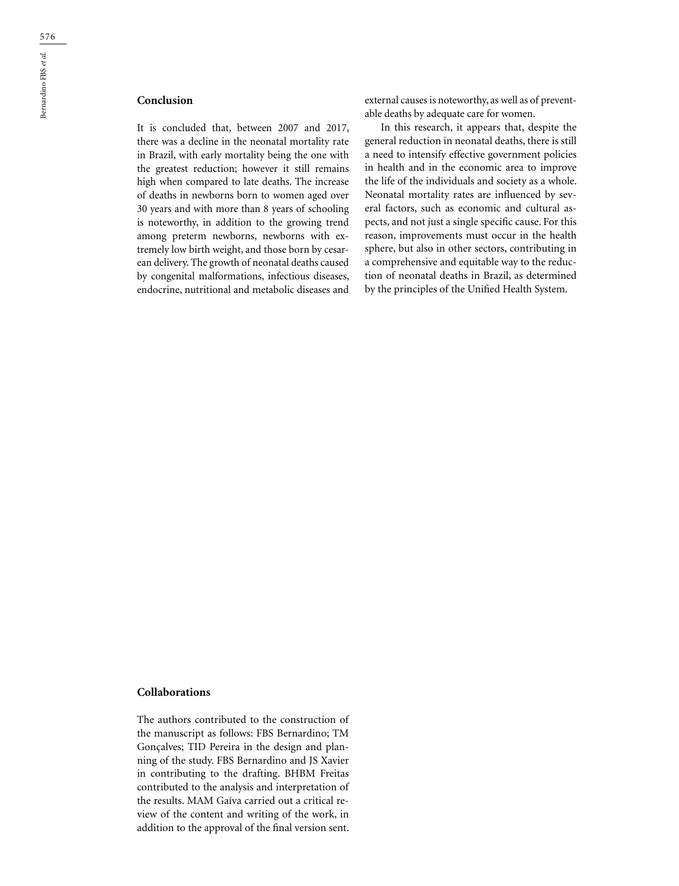## Conclusion

It is concluded that, between 2007 and 2017, there was a decline in the neonatal mortality rate in Brazil, with early mortality being the one with the greatest reduction; however it still remains high when compared to late deaths. The increase of deaths in newborns born to women aged over 30 years and with more than 8 years of schooling is noteworthy, in addition to the growing trend among preterm newborns, newborns with extremely low birth weight, and those born by cesarean delivery. The growth of neonatal deaths caused by congenital malformations, infectious diseases, endocrine, nutritional and metabolic diseases and external causes is noteworthy, as well as of preventable deaths by adequate care for women.

In this research, it appears that, despite the general reduction in neonatal deaths, there is still a need to intensify effective government policies in health and in the economic area to improve the life of the individuals and society as a whole. Neonatal mortality rates are influenced by several factors, such as economic and cultural aspects, and not just a single specific cause. For this reason, improvements must occur in the health sphere, but also in other sectors, contributing in a comprehensive and equitable way to the reduction of neonatal deaths in Brazil, as determined by the principles of the Unified Health System.

## Collaborations

The authors contributed to the construction of the manuscript as follows: FBS Bernardino; TM Gonçalves; TID Pereira in the design and planning of the study. FBS Bernardino and JS Xavier in contributing to the drafting. BHBM Freitas contributed to the analysis and interpretation of the results. MAM Gaíva carried out a critical review of the content and writing of the work, in addition to the approval of the final version sent.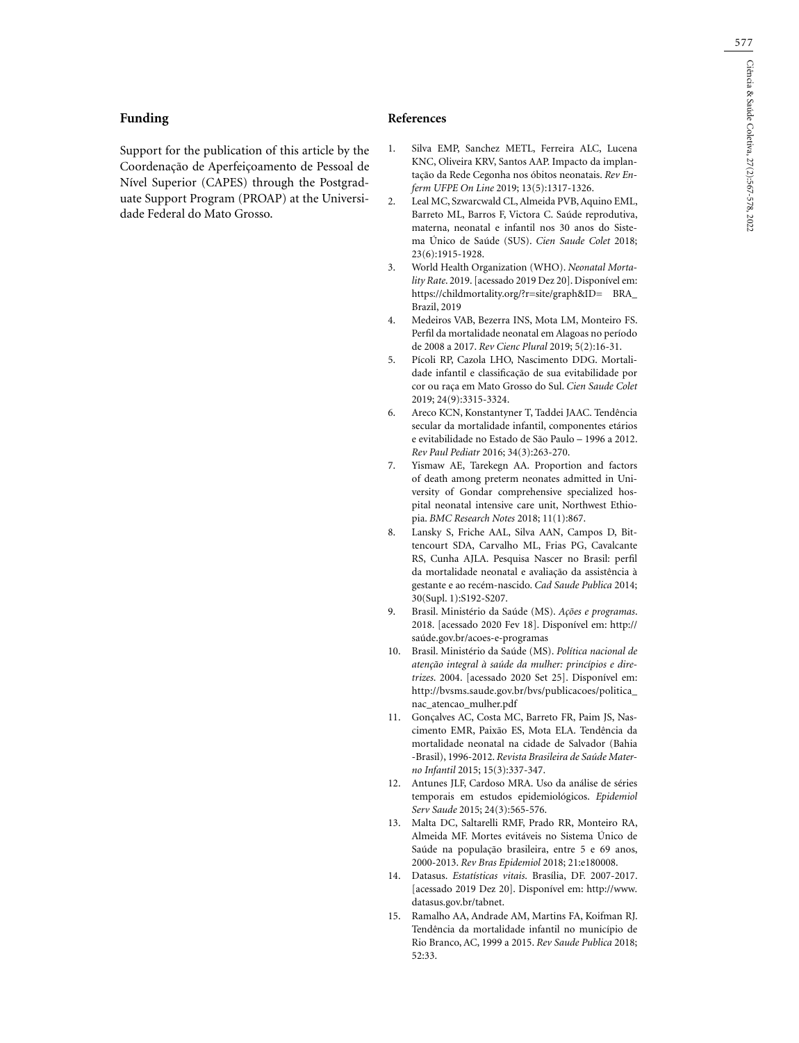## Funding

Support for the publication of this article by the Coordenação de Aperfeiçoamento de Pessoal de Nível Superior (CAPES) through the Postgraduate Support Program (PROAP) at the Universidade Federal do Mato Grosso.

## References

1. Silva EMP, Sanchez METL, Ferreira ALC, Lucena KNC, Oliveira KRV, Santos AAP. Impacto da implantação da Rede Cegonha nos óbitos neonatais. *Rev Enferm UFPE On Line* 2019; 13(5):1317-1326.
2. Leal MC, Szwarcwald CL, Almeida PVB, Aquino EML, Barreto ML, Barros F, Victora C. Saúde reprodutiva, materna, neonatal e infantil nos 30 anos do Sistema Único de Saúde (SUS). *Cien Saude Colet* 2018; 23(6):1915-1928.
3. World Health Organization (WHO). *Neonatal Mortality Rate*. 2019. [acessado 2019 Dez 20]. Disponível em: https://childmortality.org/?r=site/graph&ID= BRA_Brazil, 2019
4. Medeiros VAB, Bezerra INS, Mota LM, Monteiro FS. Perfil da mortalidade neonatal em Alagoas no período de 2008 a 2017. *Rev Cienc Plural* 2019; 5(2):16-31.
5. Pícoli RP, Cazola LHO, Nascimento DDG. Mortalidade infantil e classificação de sua evitabilidade por cor ou raça em Mato Grosso do Sul. *Cien Saude Colet* 2019; 24(9):3315-3324.
6. Areco KCN, Konstantyner T, Taddei JAAC. Tendência secular da mortalidade infantil, componentes etários e evitabilidade no Estado de São Paulo – 1996 a 2012. *Rev Paul Pediatr* 2016; 34(3):263-270.
7. Yismaw AE, Tarekegn AA. Proportion and factors of death among preterm neonates admitted in University of Gondar comprehensive specialized hospital neonatal intensive care unit, Northwest Ethiopia. *BMC Research Notes* 2018; 11(1):867.
8. Lansky S, Friche AAL, Silva AAN, Campos D, Bittencourt SDA, Carvalho ML, Frias PG, Cavalcante RS, Cunha AJLA. Pesquisa Nascer no Brasil: perfil da mortalidade neonatal e avaliação da assistência à gestante e ao recém-nascido. *Cad Saude Publica* 2014; 30(Supl. 1):S192-S207.
9. Brasil. Ministério da Saúde (MS). *Ações e programas*. 2018. [acessado 2020 Fev 18]. Disponível em: http://saúde.gov.br/acoes-e-programas
10. Brasil. Ministério da Saúde (MS). *Política nacional de atenção integral à saúde da mulher: princípios e diretrizes*. 2004. [acessado 2020 Set 25]. Disponível em: http://bvsms.saude.gov.br/bvs/publicacoes/politica_nac_atencao_mulher.pdf
11. Gonçalves AC, Costa MC, Barreto FR, Paim JS, Nascimento EMR, Paixão ES, Mota ELA. Tendência da mortalidade neonatal na cidade de Salvador (Bahia-Brasil), 1996-2012. *Revista Brasileira de Saúde Materno Infantil* 2015; 15(3):337-347.
12. Antunes JLF, Cardoso MRA. Uso da análise de séries temporais em estudos epidemiológicos. *Epidemiol Serv Saude* 2015; 24(3):565-576.
13. Malta DC, Saltarelli RMF, Prado RR, Monteiro RA, Almeida MF. Mortes evitáveis no Sistema Único de Saúde na população brasileira, entre 5 e 69 anos, 2000-2013. *Rev Bras Epidemiol* 2018; 21:e180008.
14. Datasus. *Estatísticas vitais*. Brasília, DF. 2007-2017. [acessado 2019 Dez 20]. Disponível em: http://www.datasus.gov.br/tabnet.
15. Ramalho AA, Andrade AM, Martins FA, Koifman RJ. Tendência da mortalidade infantil no município de Rio Branco, AC, 1999 a 2015. *Rev Saude Publica* 2018; 52:33.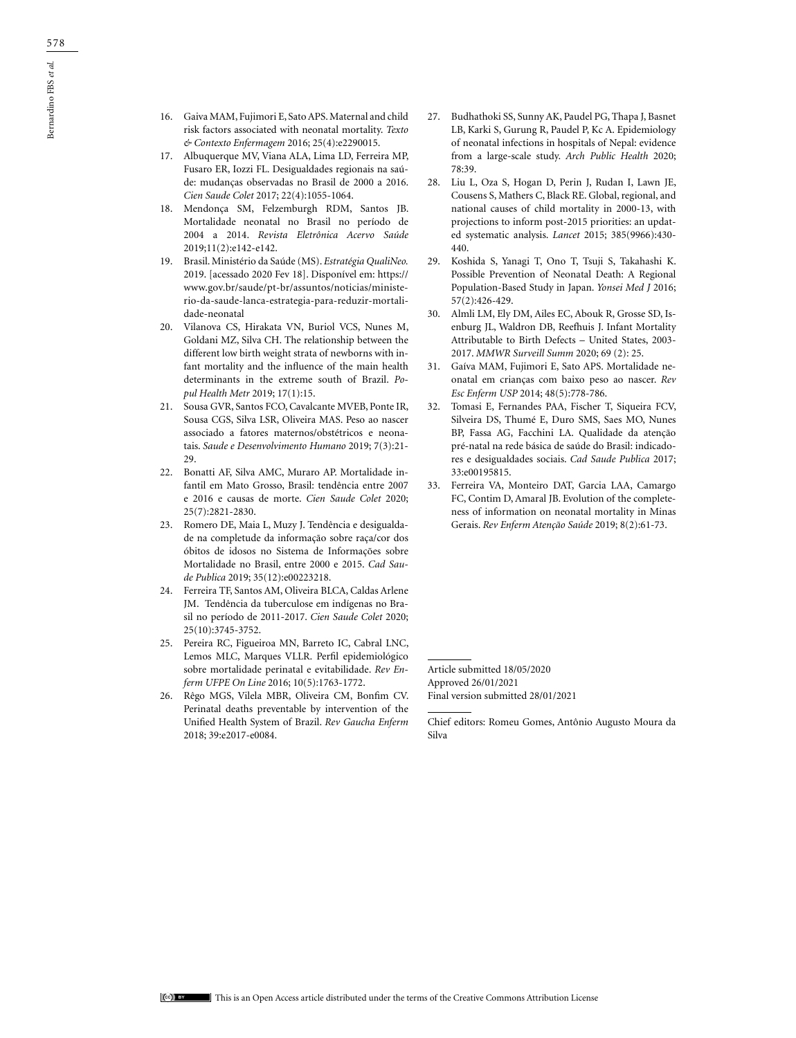16. Gaiva MAM, Fujimori E, Sato APS. Maternal and child risk factors associated with neonatal mortality. *Texto & Contexto Enfermagem* 2016; 25(4):e2290015.
17. Albuquerque MV, Viana ALA, Lima LD, Ferreira MP, Fusaro ER, Iozzi FL. Desigualdades regionais na saúde: mudanças observadas no Brasil de 2000 a 2016. *Cien Saude Colet* 2017; 22(4):1055-1064.
18. Mendonça SM, Felzemburgh RDM, Santos JB. Mortalidade neonatal no Brasil no período de 2004 a 2014. *Revista Eletrônica Acervo Saúde* 2019;11(2):e142-e142.
19. Brasil. Ministério da Saúde (MS). *Estratégia QualiNeo.* 2019. [acessado 2020 Fev 18]. Disponível em: https://www.gov.br/saude/pt-br/assuntos/noticias/ministerio-da-saude-lanca-estrategia-para-reduzir-mortalidade-neonatal
20. Vilanova CS, Hirakata VN, Buriol VCS, Nunes M, Goldani MZ, Silva CH. The relationship between the different low birth weight strata of newborns with infant mortality and the influence of the main health determinants in the extreme south of Brazil. *Popul Health Metr* 2019; 17(1):15.
21. Sousa GVR, Santos FCO, Cavalcante MVEB, Ponte IR, Sousa CGS, Silva LSR, Oliveira MAS. Peso ao nascer associado a fatores maternos/obstétricos e neonatais. *Saude e Desenvolvimento Humano* 2019; 7(3):21-29.
22. Bonatti AF, Silva AMC, Muraro AP. Mortalidade infantil em Mato Grosso, Brasil: tendência entre 2007 e 2016 e causas de morte. *Cien Saude Colet* 2020; 25(7):2821-2830.
23. Romero DE, Maia L, Muzy J. Tendência e desigualdade na completude da informação sobre raça/cor dos óbitos de idosos no Sistema de Informações sobre Mortalidade no Brasil, entre 2000 e 2015. *Cad Saude Publica* 2019; 35(12):e00223218.
24. Ferreira TF, Santos AM, Oliveira BLCA, Caldas Arlene JM. Tendência da tuberculose em indígenas no Brasil no período de 2011-2017. *Cien Saude Colet* 2020; 25(10):3745-3752.
25. Pereira RC, Figueiroa MN, Barreto IC, Cabral LNC, Lemos MLC, Marques VLLR. Perfil epidemiológico sobre mortalidade perinatal e evitabilidade. *Rev Enferm UFPE On Line* 2016; 10(5):1763-1772.
26. Rêgo MGS, Vilela MBR, Oliveira CM, Bonfim CV. Perinatal deaths preventable by intervention of the Unified Health System of Brazil. *Rev Gaucha Enferm* 2018; 39:e2017-e0084.
27. Budhathoki SS, Sunny AK, Paudel PG, Thapa J, Basnet LB, Karki S, Gurung R, Paudel P, Kc A. Epidemiology of neonatal infections in hospitals of Nepal: evidence from a large-scale study. *Arch Public Health* 2020; 78:39.
28. Liu L, Oza S, Hogan D, Perin J, Rudan I, Lawn JE, Cousens S, Mathers C, Black RE. Global, regional, and national causes of child mortality in 2000-13, with projections to inform post-2015 priorities: an updated systematic analysis. *Lancet* 2015; 385(9966):430-440.
29. Koshida S, Yanagi T, Ono T, Tsuji S, Takahashi K. Possible Prevention of Neonatal Death: A Regional Population-Based Study in Japan. *Yonsei Med J* 2016; 57(2):426-429.
30. Almli LM, Ely DM, Ailes EC, Abouk R, Grosse SD, Isenburg JL, Waldron DB, Reefhuis J. Infant Mortality Attributable to Birth Defects – United States, 2003-2017. *MMWR Surveill Summ* 2020; 69 (2): 25.
31. Gaíva MAM, Fujimori E, Sato APS. Mortalidade neonatal em crianças com baixo peso ao nascer. *Rev Esc Enferm USP* 2014; 48(5):778-786.
32. Tomasi E, Fernandes PAA, Fischer T, Siqueira FCV, Silveira DS, Thumé E, Duro SMS, Saes MO, Nunes BP, Fassa AG, Facchini LA. Qualidade da atenção pré-natal na rede básica de saúde do Brasil: indicadores e desigualdades sociais. *Cad Saude Publica* 2017; 33:e00195815.
33. Ferreira VA, Monteiro DAT, Garcia LAA, Camargo FC, Contim D, Amaral JB. Evolution of the completeness of information on neonatal mortality in Minas Gerais. *Rev Enferm Atenção Saúde* 2019; 8(2):61-73.

Article submitted 18/05/2020
Approved 26/01/2021
Final version submitted 28/01/2021

Chief editors: Romeu Gomes, Antônio Augusto Moura da Silva

This is an Open Access article distributed under the terms of the Creative Commons Attribution License